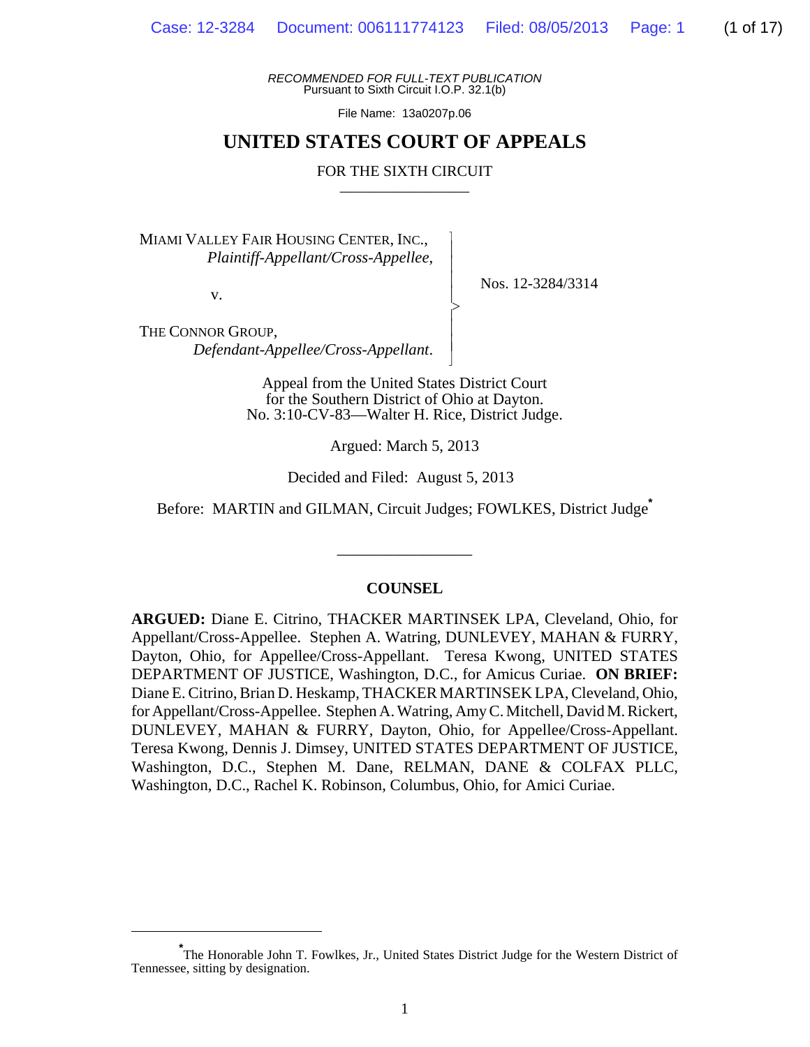*RECOMMENDED FOR FULL-TEXT PUBLICATION*
Pursuant to Sixth Circuit I.O.P. 32.1(b)

File Name: 13a0207p.06

# UNITED STATES COURT OF APPEALS

FOR THE SIXTH CIRCUIT

MIAMI VALLEY FAIR HOUSING CENTER, INC.,
*Plaintiff-Appellant/Cross-Appellee*,

v.

THE CONNOR GROUP,
*Defendant-Appellee/Cross-Appellant*.

Nos. 12-3284/3314

Appeal from the United States District Court
for the Southern District of Ohio at Dayton.
No. 3:10-CV-83—Walter H. Rice, District Judge.

Argued: March 5, 2013

Decided and Filed: August 5, 2013

Before: MARTIN and GILMAN, Circuit Judges; FOWLKES, District Judge[*]

## COUNSEL

**ARGUED:** Diane E. Citrino, THACKER MARTINSEK LPA, Cleveland, Ohio, for Appellant/Cross-Appellee. Stephen A. Watring, DUNLEVEY, MAHAN & FURRY, Dayton, Ohio, for Appellee/Cross-Appellant. Teresa Kwong, UNITED STATES DEPARTMENT OF JUSTICE, Washington, D.C., for Amicus Curiae. **ON BRIEF:** Diane E. Citrino, Brian D. Heskamp, THACKER MARTINSEK LPA, Cleveland, Ohio, for Appellant/Cross-Appellee. Stephen A. Watring, Amy C. Mitchell, David M. Rickert, DUNLEVEY, MAHAN & FURRY, Dayton, Ohio, for Appellee/Cross-Appellant. Teresa Kwong, Dennis J. Dimsey, UNITED STATES DEPARTMENT OF JUSTICE, Washington, D.C., Stephen M. Dane, RELMAN, DANE & COLFAX PLLC, Washington, D.C., Rachel K. Robinson, Columbus, Ohio, for Amici Curiae.

[*] The Honorable John T. Fowlkes, Jr., United States District Judge for the Western District of Tennessee, sitting by designation.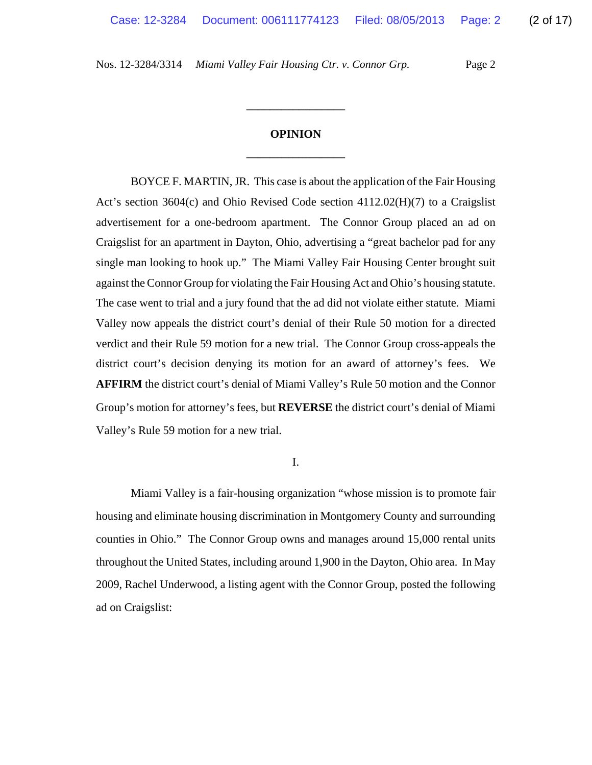**OPINION**

BOYCE F. MARTIN, JR. This case is about the application of the Fair Housing Act's section 3604(c) and Ohio Revised Code section 4112.02(H)(7) to a Craigslist advertisement for a one-bedroom apartment. The Connor Group placed an ad on Craigslist for an apartment in Dayton, Ohio, advertising a "great bachelor pad for any single man looking to hook up." The Miami Valley Fair Housing Center brought suit against the Connor Group for violating the Fair Housing Act and Ohio's housing statute. The case went to trial and a jury found that the ad did not violate either statute. Miami Valley now appeals the district court's denial of their Rule 50 motion for a directed verdict and their Rule 59 motion for a new trial. The Connor Group cross-appeals the district court's decision denying its motion for an award of attorney's fees. We **AFFIRM** the district court's denial of Miami Valley's Rule 50 motion and the Connor Group's motion for attorney's fees, but **REVERSE** the district court's denial of Miami Valley's Rule 59 motion for a new trial.

I.

Miami Valley is a fair-housing organization "whose mission is to promote fair housing and eliminate housing discrimination in Montgomery County and surrounding counties in Ohio." The Connor Group owns and manages around 15,000 rental units throughout the United States, including around 1,900 in the Dayton, Ohio area. In May 2009, Rachel Underwood, a listing agent with the Connor Group, posted the following ad on Craigslist: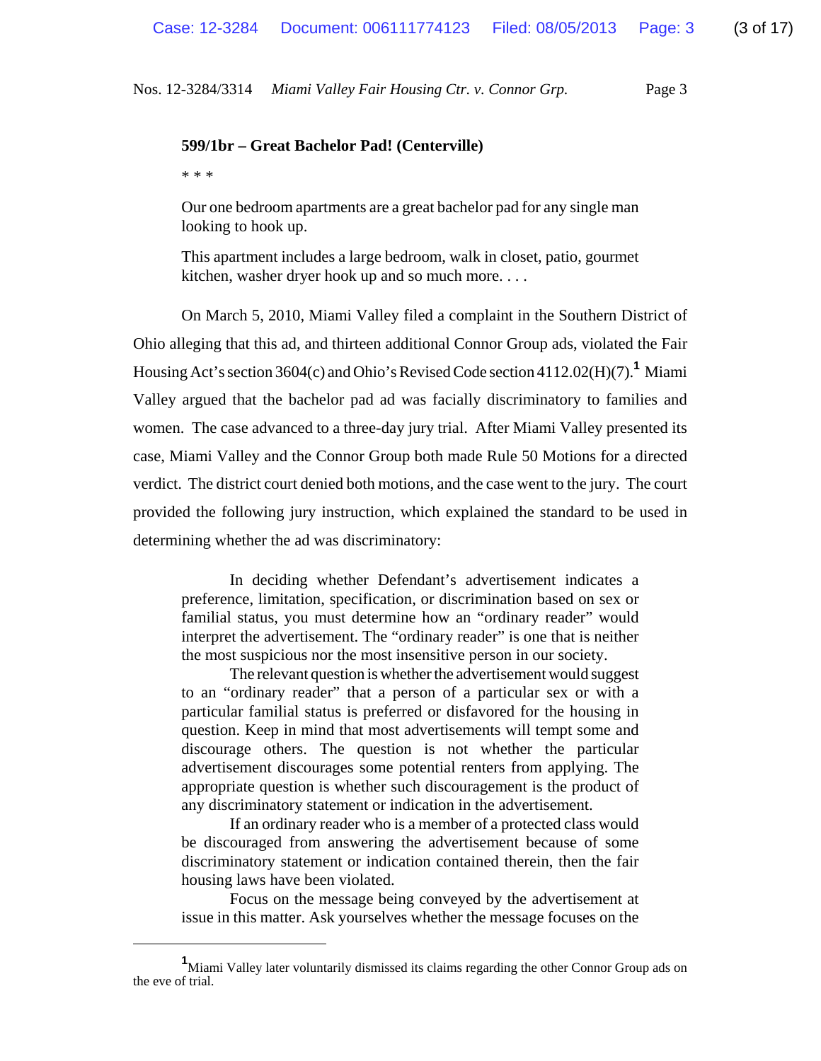> **599/1br – Great Bachelor Pad! (Centerville)**
>
> * * *
>
> Our one bedroom apartments are a great bachelor pad for any single man looking to hook up.
>
> This apartment includes a large bedroom, walk in closet, patio, gourmet kitchen, washer dryer hook up and so much more. . . .

On March 5, 2010, Miami Valley filed a complaint in the Southern District of Ohio alleging that this ad, and thirteen additional Connor Group ads, violated the Fair Housing Act's section 3604(c) and Ohio's Revised Code section 4112.02(H)(7).[1] Miami Valley argued that the bachelor pad ad was facially discriminatory to families and women. The case advanced to a three-day jury trial. After Miami Valley presented its case, Miami Valley and the Connor Group both made Rule 50 Motions for a directed verdict. The district court denied both motions, and the case went to the jury. The court provided the following jury instruction, which explained the standard to be used in determining whether the ad was discriminatory:

> In deciding whether Defendant's advertisement indicates a preference, limitation, specification, or discrimination based on sex or familial status, you must determine how an "ordinary reader" would interpret the advertisement. The "ordinary reader" is one that is neither the most suspicious nor the most insensitive person in our society.
>
> The relevant question is whether the advertisement would suggest to an "ordinary reader" that a person of a particular sex or with a particular familial status is preferred or disfavored for the housing in question. Keep in mind that most advertisements will tempt some and discourage others. The question is not whether the particular advertisement discourages some potential renters from applying. The appropriate question is whether such discouragement is the product of any discriminatory statement or indication in the advertisement.
>
> If an ordinary reader who is a member of a protected class would be discouraged from answering the advertisement because of some discriminatory statement or indication contained therein, then the fair housing laws have been violated.
>
> Focus on the message being conveyed by the advertisement at issue in this matter. Ask yourselves whether the message focuses on the

---

[1] Miami Valley later voluntarily dismissed its claims regarding the other Connor Group ads on the eve of trial.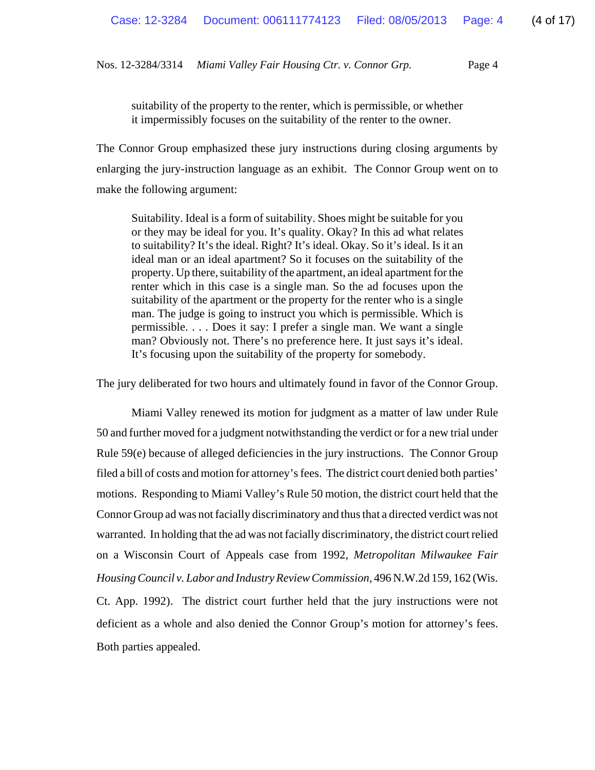> suitability of the property to the renter, which is permissible, or whether it impermissibly focuses on the suitability of the renter to the owner.

The Connor Group emphasized these jury instructions during closing arguments by enlarging the jury-instruction language as an exhibit. The Connor Group went on to make the following argument:

> Suitability. Ideal is a form of suitability. Shoes might be suitable for you or they may be ideal for you. It's quality. Okay? In this ad what relates to suitability? It's the ideal. Right? It's ideal. Okay. So it's ideal. Is it an ideal man or an ideal apartment? So it focuses on the suitability of the property. Up there, suitability of the apartment, an ideal apartment for the renter which in this case is a single man. So the ad focuses upon the suitability of the apartment or the property for the renter who is a single man. The judge is going to instruct you which is permissible. Which is permissible. . . . Does it say: I prefer a single man. We want a single man? Obviously not. There's no preference here. It just says it's ideal. It's focusing upon the suitability of the property for somebody.

The jury deliberated for two hours and ultimately found in favor of the Connor Group.

Miami Valley renewed its motion for judgment as a matter of law under Rule 50 and further moved for a judgment notwithstanding the verdict or for a new trial under Rule 59(e) because of alleged deficiencies in the jury instructions. The Connor Group filed a bill of costs and motion for attorney's fees. The district court denied both parties' motions. Responding to Miami Valley's Rule 50 motion, the district court held that the Connor Group ad was not facially discriminatory and thus that a directed verdict was not warranted. In holding that the ad was not facially discriminatory, the district court relied on a Wisconsin Court of Appeals case from 1992, *Metropolitan Milwaukee Fair Housing Council v. Labor and Industry Review Commission*, 496 N.W.2d 159, 162 (Wis. Ct. App. 1992). The district court further held that the jury instructions were not deficient as a whole and also denied the Connor Group's motion for attorney's fees. Both parties appealed.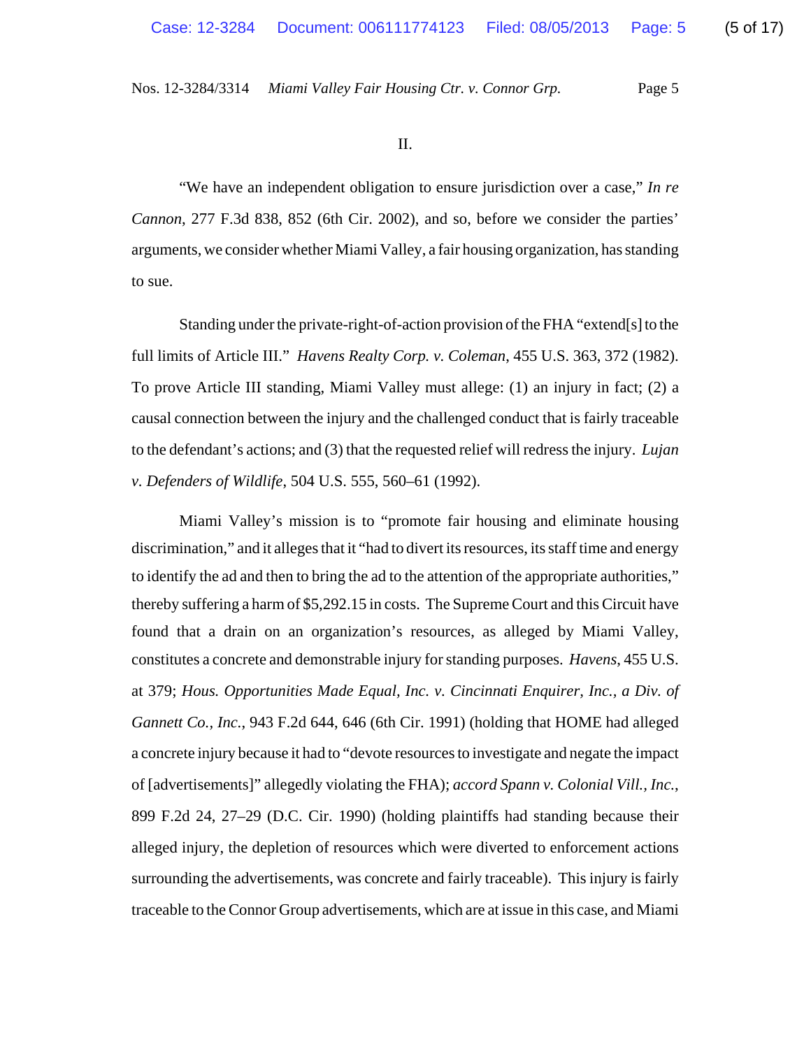II.

"We have an independent obligation to ensure jurisdiction over a case," *In re Cannon*, 277 F.3d 838, 852 (6th Cir. 2002), and so, before we consider the parties' arguments, we consider whether Miami Valley, a fair housing organization, has standing to sue.

Standing under the private-right-of-action provision of the FHA "extend[s] to the full limits of Article III." *Havens Realty Corp. v. Coleman*, 455 U.S. 363, 372 (1982). To prove Article III standing, Miami Valley must allege: (1) an injury in fact; (2) a causal connection between the injury and the challenged conduct that is fairly traceable to the defendant's actions; and (3) that the requested relief will redress the injury. *Lujan v. Defenders of Wildlife*, 504 U.S. 555, 560–61 (1992).

Miami Valley's mission is to "promote fair housing and eliminate housing discrimination," and it alleges that it "had to divert its resources, its staff time and energy to identify the ad and then to bring the ad to the attention of the appropriate authorities," thereby suffering a harm of $5,292.15 in costs. The Supreme Court and this Circuit have found that a drain on an organization's resources, as alleged by Miami Valley, constitutes a concrete and demonstrable injury for standing purposes. *Havens*, 455 U.S. at 379; *Hous. Opportunities Made Equal, Inc. v. Cincinnati Enquirer, Inc., a Div. of Gannett Co., Inc.*, 943 F.2d 644, 646 (6th Cir. 1991) (holding that HOME had alleged a concrete injury because it had to "devote resources to investigate and negate the impact of [advertisements]" allegedly violating the FHA); *accord Spann v. Colonial Vill., Inc.*, 899 F.2d 24, 27–29 (D.C. Cir. 1990) (holding plaintiffs had standing because their alleged injury, the depletion of resources which were diverted to enforcement actions surrounding the advertisements, was concrete and fairly traceable). This injury is fairly traceable to the Connor Group advertisements, which are at issue in this case, and Miami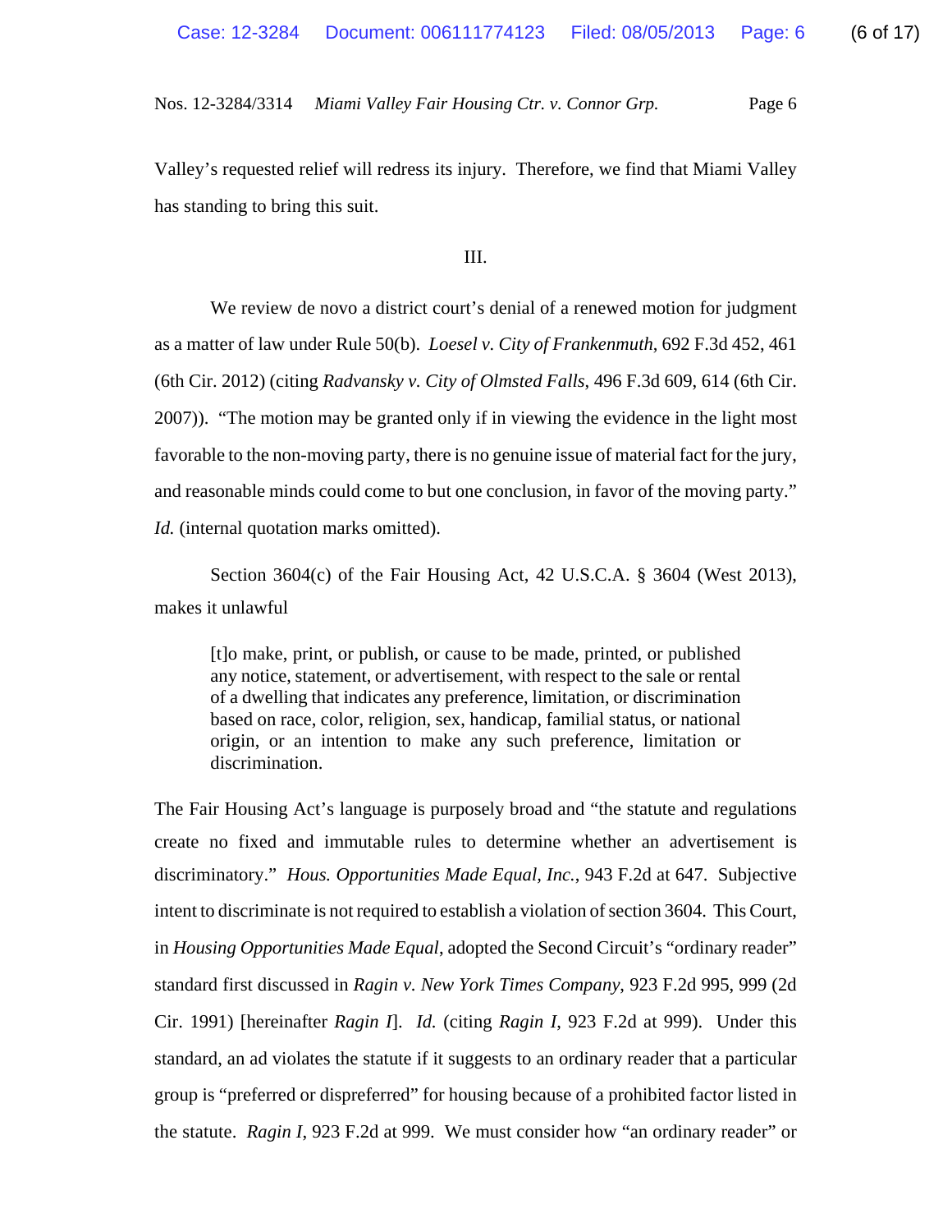Valley's requested relief will redress its injury. Therefore, we find that Miami Valley has standing to bring this suit.

III.

We review de novo a district court's denial of a renewed motion for judgment as a matter of law under Rule 50(b). *Loesel v. City of Frankenmuth*, 692 F.3d 452, 461 (6th Cir. 2012) (citing *Radvansky v. City of Olmsted Falls*, 496 F.3d 609, 614 (6th Cir. 2007)). "The motion may be granted only if in viewing the evidence in the light most favorable to the non-moving party, there is no genuine issue of material fact for the jury, and reasonable minds could come to but one conclusion, in favor of the moving party." *Id.* (internal quotation marks omitted).

Section 3604(c) of the Fair Housing Act, 42 U.S.C.A. § 3604 (West 2013), makes it unlawful

> [t]o make, print, or publish, or cause to be made, printed, or published any notice, statement, or advertisement, with respect to the sale or rental of a dwelling that indicates any preference, limitation, or discrimination based on race, color, religion, sex, handicap, familial status, or national origin, or an intention to make any such preference, limitation or discrimination.

The Fair Housing Act's language is purposely broad and "the statute and regulations create no fixed and immutable rules to determine whether an advertisement is discriminatory." *Hous. Opportunities Made Equal, Inc.*, 943 F.2d at 647. Subjective intent to discriminate is not required to establish a violation of section 3604. This Court, in *Housing Opportunities Made Equal*, adopted the Second Circuit's "ordinary reader" standard first discussed in *Ragin v. New York Times Company*, 923 F.2d 995, 999 (2d Cir. 1991) [hereinafter *Ragin I*]. *Id.* (citing *Ragin I*, 923 F.2d at 999). Under this standard, an ad violates the statute if it suggests to an ordinary reader that a particular group is "preferred or dispreferred" for housing because of a prohibited factor listed in the statute. *Ragin I*, 923 F.2d at 999. We must consider how "an ordinary reader" or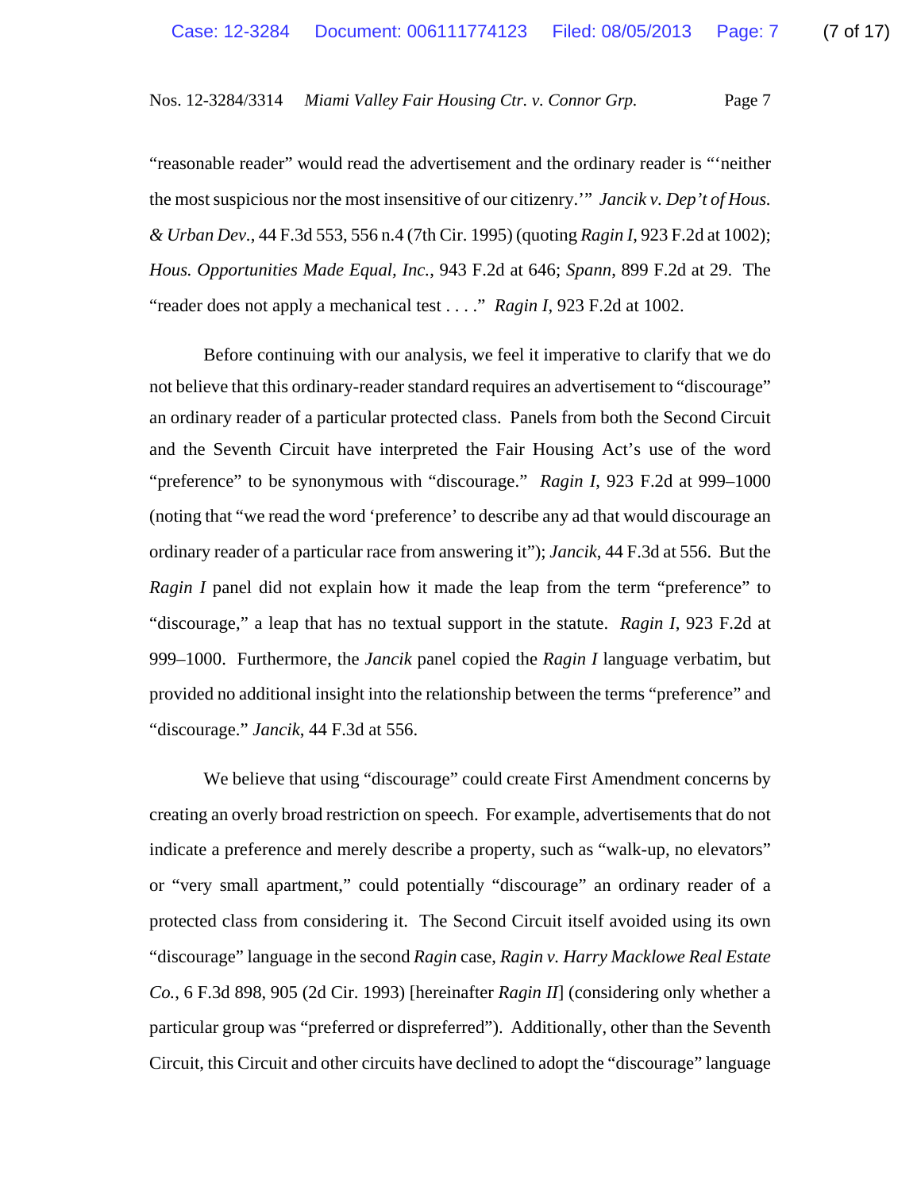"reasonable reader" would read the advertisement and the ordinary reader is "'neither the most suspicious nor the most insensitive of our citizenry.'" *Jancik v. Dep't of Hous. & Urban Dev.*, 44 F.3d 553, 556 n.4 (7th Cir. 1995) (quoting *Ragin I*, 923 F.2d at 1002); *Hous. Opportunities Made Equal, Inc.*, 943 F.2d at 646; *Spann*, 899 F.2d at 29. The "reader does not apply a mechanical test . . . ." *Ragin I*, 923 F.2d at 1002.

Before continuing with our analysis, we feel it imperative to clarify that we do not believe that this ordinary-reader standard requires an advertisement to "discourage" an ordinary reader of a particular protected class. Panels from both the Second Circuit and the Seventh Circuit have interpreted the Fair Housing Act's use of the word "preference" to be synonymous with "discourage." *Ragin I*, 923 F.2d at 999–1000 (noting that "we read the word 'preference' to describe any ad that would discourage an ordinary reader of a particular race from answering it"); *Jancik*, 44 F.3d at 556. But the *Ragin I* panel did not explain how it made the leap from the term "preference" to "discourage," a leap that has no textual support in the statute. *Ragin I*, 923 F.2d at 999–1000. Furthermore, the *Jancik* panel copied the *Ragin I* language verbatim, but provided no additional insight into the relationship between the terms "preference" and "discourage." *Jancik*, 44 F.3d at 556.

We believe that using "discourage" could create First Amendment concerns by creating an overly broad restriction on speech. For example, advertisements that do not indicate a preference and merely describe a property, such as "walk-up, no elevators" or "very small apartment," could potentially "discourage" an ordinary reader of a protected class from considering it. The Second Circuit itself avoided using its own "discourage" language in the second *Ragin* case, *Ragin v. Harry Macklowe Real Estate Co.*, 6 F.3d 898, 905 (2d Cir. 1993) [hereinafter *Ragin II*] (considering only whether a particular group was "preferred or dispreferred"). Additionally, other than the Seventh Circuit, this Circuit and other circuits have declined to adopt the "discourage" language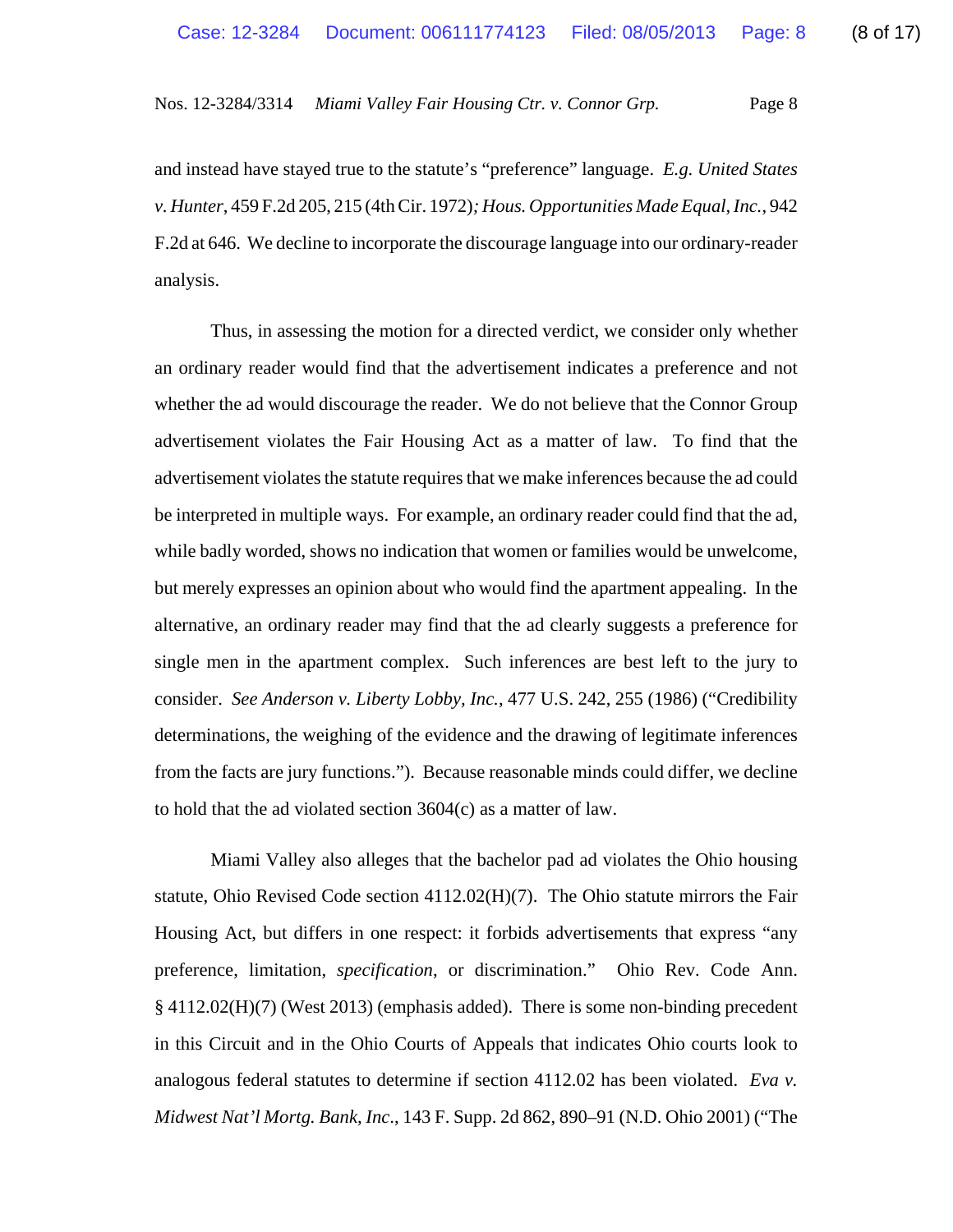and instead have stayed true to the statute's "preference" language. *E.g. United States v. Hunter*, 459 F.2d 205, 215 (4th Cir. 1972)*; Hous. Opportunities Made Equal, Inc.*, 942 F.2d at 646. We decline to incorporate the discourage language into our ordinary-reader analysis.

Thus, in assessing the motion for a directed verdict, we consider only whether an ordinary reader would find that the advertisement indicates a preference and not whether the ad would discourage the reader. We do not believe that the Connor Group advertisement violates the Fair Housing Act as a matter of law. To find that the advertisement violates the statute requires that we make inferences because the ad could be interpreted in multiple ways. For example, an ordinary reader could find that the ad, while badly worded, shows no indication that women or families would be unwelcome, but merely expresses an opinion about who would find the apartment appealing. In the alternative, an ordinary reader may find that the ad clearly suggests a preference for single men in the apartment complex. Such inferences are best left to the jury to consider. *See Anderson v. Liberty Lobby, Inc.*, 477 U.S. 242, 255 (1986) ("Credibility determinations, the weighing of the evidence and the drawing of legitimate inferences from the facts are jury functions."). Because reasonable minds could differ, we decline to hold that the ad violated section 3604(c) as a matter of law.

Miami Valley also alleges that the bachelor pad ad violates the Ohio housing statute, Ohio Revised Code section 4112.02(H)(7). The Ohio statute mirrors the Fair Housing Act, but differs in one respect: it forbids advertisements that express "any preference, limitation, *specification*, or discrimination." Ohio Rev. Code Ann. § 4112.02(H)(7) (West 2013) (emphasis added). There is some non-binding precedent in this Circuit and in the Ohio Courts of Appeals that indicates Ohio courts look to analogous federal statutes to determine if section 4112.02 has been violated. *Eva v. Midwest Nat'l Mortg. Bank, Inc.*, 143 F. Supp. 2d 862, 890–91 (N.D. Ohio 2001) ("The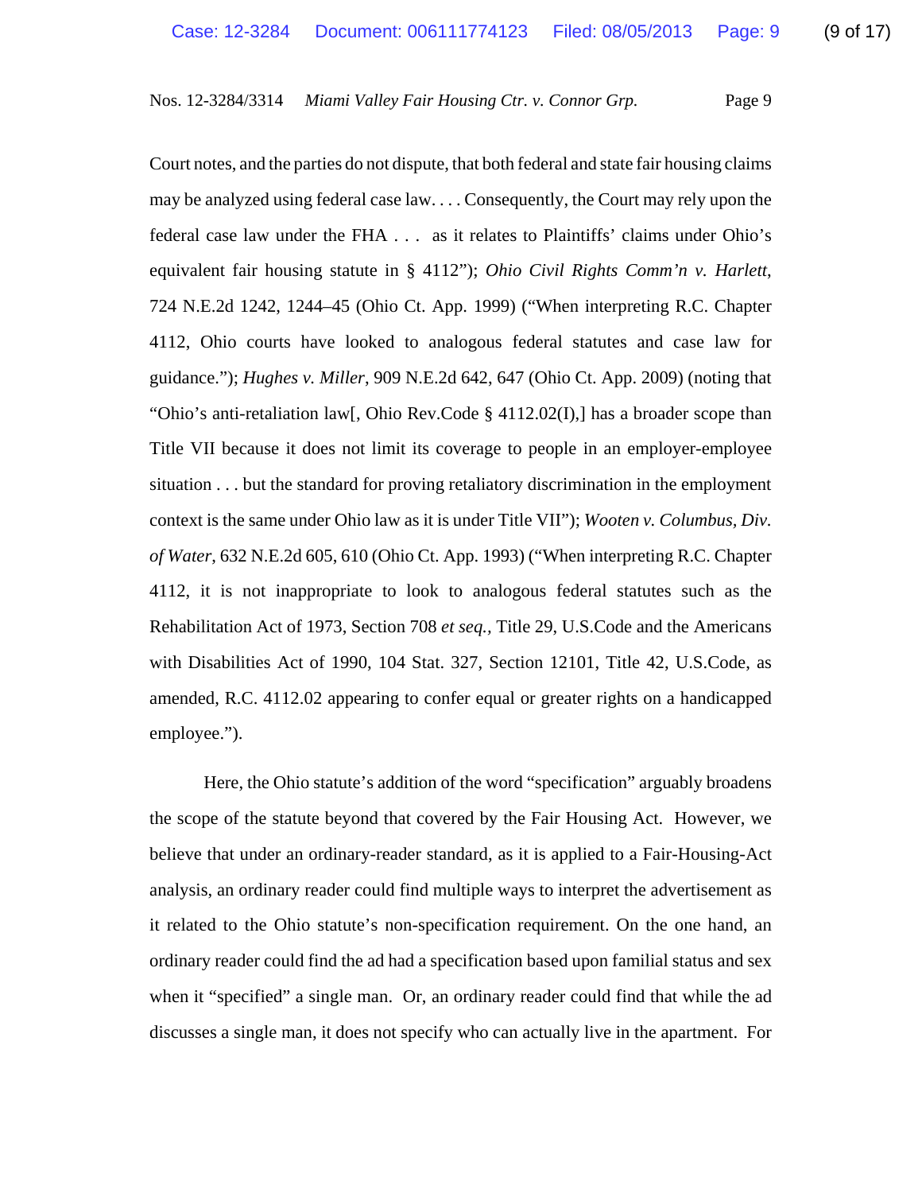Court notes, and the parties do not dispute, that both federal and state fair housing claims may be analyzed using federal case law. . . . Consequently, the Court may rely upon the federal case law under the FHA . . . as it relates to Plaintiffs' claims under Ohio's equivalent fair housing statute in § 4112"); *Ohio Civil Rights Comm'n v. Harlett*, 724 N.E.2d 1242, 1244–45 (Ohio Ct. App. 1999) ("When interpreting R.C. Chapter 4112, Ohio courts have looked to analogous federal statutes and case law for guidance."); *Hughes v. Miller*, 909 N.E.2d 642, 647 (Ohio Ct. App. 2009) (noting that "Ohio's anti-retaliation law[, Ohio Rev.Code § 4112.02(I),] has a broader scope than Title VII because it does not limit its coverage to people in an employer-employee situation . . . but the standard for proving retaliatory discrimination in the employment context is the same under Ohio law as it is under Title VII"); *Wooten v. Columbus, Div. of Water*, 632 N.E.2d 605, 610 (Ohio Ct. App. 1993) ("When interpreting R.C. Chapter 4112, it is not inappropriate to look to analogous federal statutes such as the Rehabilitation Act of 1973, Section 708 *et seq.*, Title 29, U.S.Code and the Americans with Disabilities Act of 1990, 104 Stat. 327, Section 12101, Title 42, U.S.Code, as amended, R.C. 4112.02 appearing to confer equal or greater rights on a handicapped employee.").

Here, the Ohio statute's addition of the word "specification" arguably broadens the scope of the statute beyond that covered by the Fair Housing Act. However, we believe that under an ordinary-reader standard, as it is applied to a Fair-Housing-Act analysis, an ordinary reader could find multiple ways to interpret the advertisement as it related to the Ohio statute's non-specification requirement. On the one hand, an ordinary reader could find the ad had a specification based upon familial status and sex when it "specified" a single man. Or, an ordinary reader could find that while the ad discusses a single man, it does not specify who can actually live in the apartment. For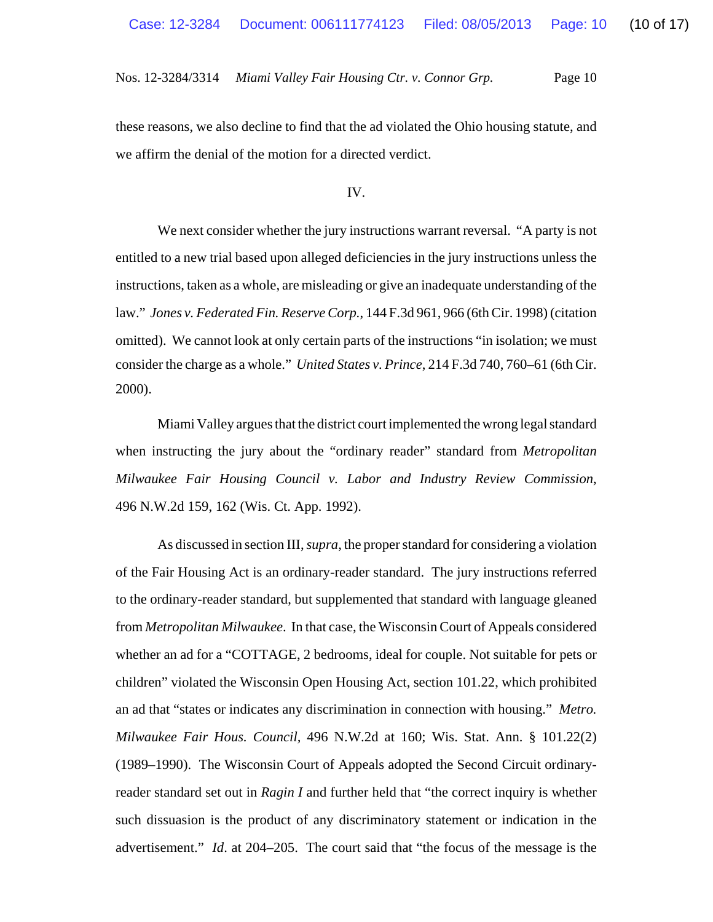these reasons, we also decline to find that the ad violated the Ohio housing statute, and we affirm the denial of the motion for a directed verdict.

## IV.

We next consider whether the jury instructions warrant reversal. "A party is not entitled to a new trial based upon alleged deficiencies in the jury instructions unless the instructions, taken as a whole, are misleading or give an inadequate understanding of the law." *Jones v. Federated Fin. Reserve Corp.*, 144 F.3d 961, 966 (6th Cir. 1998) (citation omitted). We cannot look at only certain parts of the instructions "in isolation; we must consider the charge as a whole." *United States v. Prince*, 214 F.3d 740, 760–61 (6th Cir. 2000).

Miami Valley argues that the district court implemented the wrong legal standard when instructing the jury about the "ordinary reader" standard from *Metropolitan Milwaukee Fair Housing Council v. Labor and Industry Review Commission*, 496 N.W.2d 159, 162 (Wis. Ct. App. 1992).

As discussed in section III, *supra*, the proper standard for considering a violation of the Fair Housing Act is an ordinary-reader standard. The jury instructions referred to the ordinary-reader standard, but supplemented that standard with language gleaned from *Metropolitan Milwaukee*. In that case, the Wisconsin Court of Appeals considered whether an ad for a "COTTAGE, 2 bedrooms, ideal for couple. Not suitable for pets or children" violated the Wisconsin Open Housing Act, section 101.22, which prohibited an ad that "states or indicates any discrimination in connection with housing." *Metro. Milwaukee Fair Hous. Council*, 496 N.W.2d at 160; Wis. Stat. Ann. § 101.22(2) (1989–1990). The Wisconsin Court of Appeals adopted the Second Circuit ordinary-reader standard set out in *Ragin I* and further held that "the correct inquiry is whether such dissuasion is the product of any discriminatory statement or indication in the advertisement." *Id*. at 204–205. The court said that "the focus of the message is the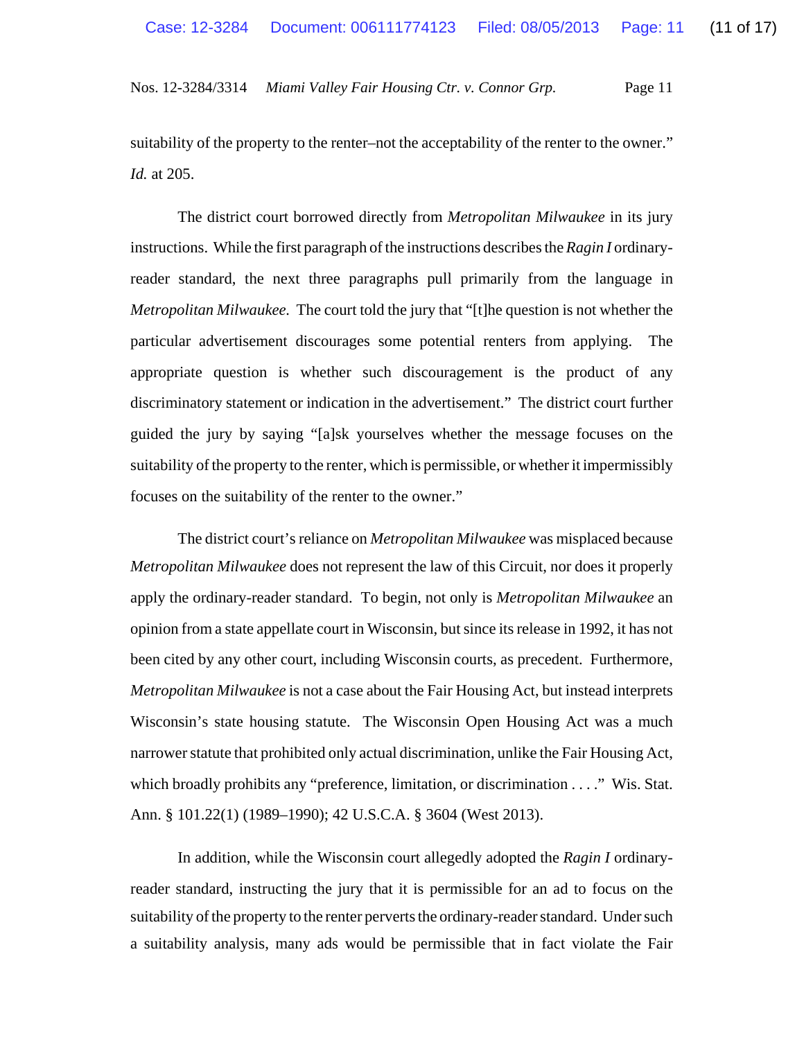suitability of the property to the renter–not the acceptability of the renter to the owner." *Id.* at 205.

The district court borrowed directly from *Metropolitan Milwaukee* in its jury instructions. While the first paragraph of the instructions describes the *Ragin I* ordinary-reader standard, the next three paragraphs pull primarily from the language in *Metropolitan Milwaukee.* The court told the jury that "[t]he question is not whether the particular advertisement discourages some potential renters from applying. The appropriate question is whether such discouragement is the product of any discriminatory statement or indication in the advertisement." The district court further guided the jury by saying "[a]sk yourselves whether the message focuses on the suitability of the property to the renter, which is permissible, or whether it impermissibly focuses on the suitability of the renter to the owner."

The district court's reliance on *Metropolitan Milwaukee* was misplaced because *Metropolitan Milwaukee* does not represent the law of this Circuit, nor does it properly apply the ordinary-reader standard. To begin, not only is *Metropolitan Milwaukee* an opinion from a state appellate court in Wisconsin, but since its release in 1992, it has not been cited by any other court, including Wisconsin courts, as precedent. Furthermore, *Metropolitan Milwaukee* is not a case about the Fair Housing Act, but instead interprets Wisconsin's state housing statute. The Wisconsin Open Housing Act was a much narrower statute that prohibited only actual discrimination, unlike the Fair Housing Act, which broadly prohibits any "preference, limitation, or discrimination . . . ." Wis. Stat. Ann. § 101.22(1) (1989–1990); 42 U.S.C.A. § 3604 (West 2013).

In addition, while the Wisconsin court allegedly adopted the *Ragin I* ordinary-reader standard, instructing the jury that it is permissible for an ad to focus on the suitability of the property to the renter perverts the ordinary-reader standard. Under such a suitability analysis, many ads would be permissible that in fact violate the Fair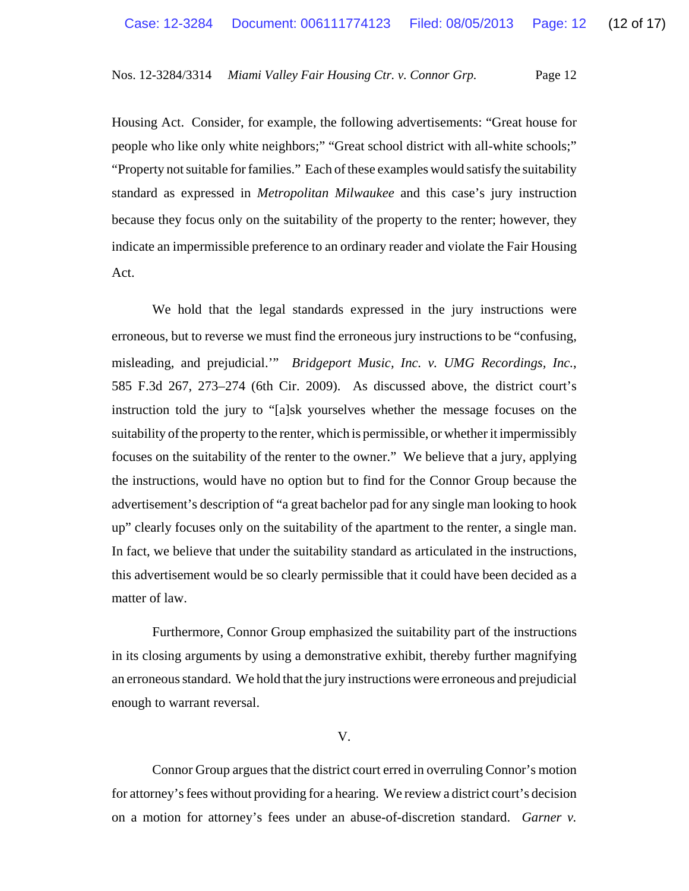Housing Act. Consider, for example, the following advertisements: "Great house for people who like only white neighbors;" "Great school district with all-white schools;" "Property not suitable for families." Each of these examples would satisfy the suitability standard as expressed in *Metropolitan Milwaukee* and this case's jury instruction because they focus only on the suitability of the property to the renter; however, they indicate an impermissible preference to an ordinary reader and violate the Fair Housing Act.

We hold that the legal standards expressed in the jury instructions were erroneous, but to reverse we must find the erroneous jury instructions to be "confusing, misleading, and prejudicial.'" *Bridgeport Music, Inc. v. UMG Recordings, Inc.*, 585 F.3d 267, 273–274 (6th Cir. 2009). As discussed above, the district court's instruction told the jury to "[a]sk yourselves whether the message focuses on the suitability of the property to the renter, which is permissible, or whether it impermissibly focuses on the suitability of the renter to the owner." We believe that a jury, applying the instructions, would have no option but to find for the Connor Group because the advertisement's description of "a great bachelor pad for any single man looking to hook up" clearly focuses only on the suitability of the apartment to the renter, a single man. In fact, we believe that under the suitability standard as articulated in the instructions, this advertisement would be so clearly permissible that it could have been decided as a matter of law.

Furthermore, Connor Group emphasized the suitability part of the instructions in its closing arguments by using a demonstrative exhibit, thereby further magnifying an erroneous standard. We hold that the jury instructions were erroneous and prejudicial enough to warrant reversal.

## V.

Connor Group argues that the district court erred in overruling Connor's motion for attorney's fees without providing for a hearing. We review a district court's decision on a motion for attorney's fees under an abuse-of-discretion standard. *Garner v.*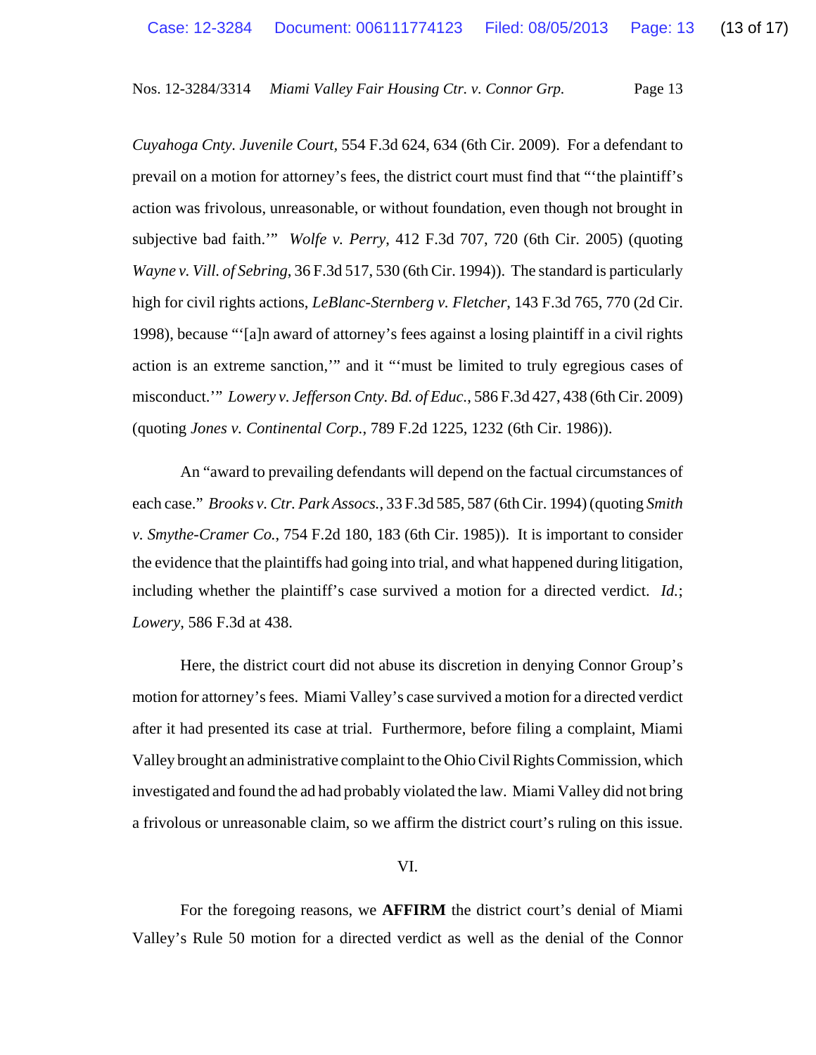*Cuyahoga Cnty. Juvenile Court*, 554 F.3d 624, 634 (6th Cir. 2009). For a defendant to prevail on a motion for attorney's fees, the district court must find that "'the plaintiff's action was frivolous, unreasonable, or without foundation, even though not brought in subjective bad faith.'" *Wolfe v. Perry*, 412 F.3d 707, 720 (6th Cir. 2005) (quoting *Wayne v. Vill. of Sebring*, 36 F.3d 517, 530 (6th Cir. 1994)). The standard is particularly high for civil rights actions, *LeBlanc-Sternberg v. Fletcher*, 143 F.3d 765, 770 (2d Cir. 1998), because "'[a]n award of attorney's fees against a losing plaintiff in a civil rights action is an extreme sanction,'" and it "'must be limited to truly egregious cases of misconduct.'" *Lowery v. Jefferson Cnty. Bd. of Educ.*, 586 F.3d 427, 438 (6th Cir. 2009) (quoting *Jones v. Continental Corp.*, 789 F.2d 1225, 1232 (6th Cir. 1986)).

An "award to prevailing defendants will depend on the factual circumstances of each case." *Brooks v. Ctr. Park Assocs.*, 33 F.3d 585, 587 (6th Cir. 1994) (quoting *Smith v. Smythe-Cramer Co.*, 754 F.2d 180, 183 (6th Cir. 1985)). It is important to consider the evidence that the plaintiffs had going into trial, and what happened during litigation, including whether the plaintiff's case survived a motion for a directed verdict. *Id.*; *Lowery*, 586 F.3d at 438.

Here, the district court did not abuse its discretion in denying Connor Group's motion for attorney's fees. Miami Valley's case survived a motion for a directed verdict after it had presented its case at trial. Furthermore, before filing a complaint, Miami Valley brought an administrative complaint to the Ohio Civil Rights Commission, which investigated and found the ad had probably violated the law. Miami Valley did not bring a frivolous or unreasonable claim, so we affirm the district court's ruling on this issue.

## VI.

For the foregoing reasons, we **AFFIRM** the district court's denial of Miami Valley's Rule 50 motion for a directed verdict as well as the denial of the Connor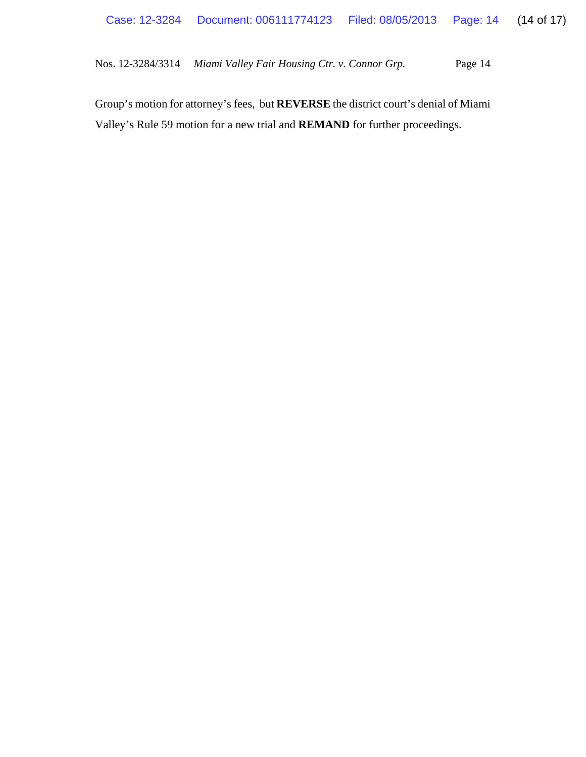Group's motion for attorney's fees, but **REVERSE** the district court's denial of Miami Valley's Rule 59 motion for a new trial and **REMAND** for further proceedings.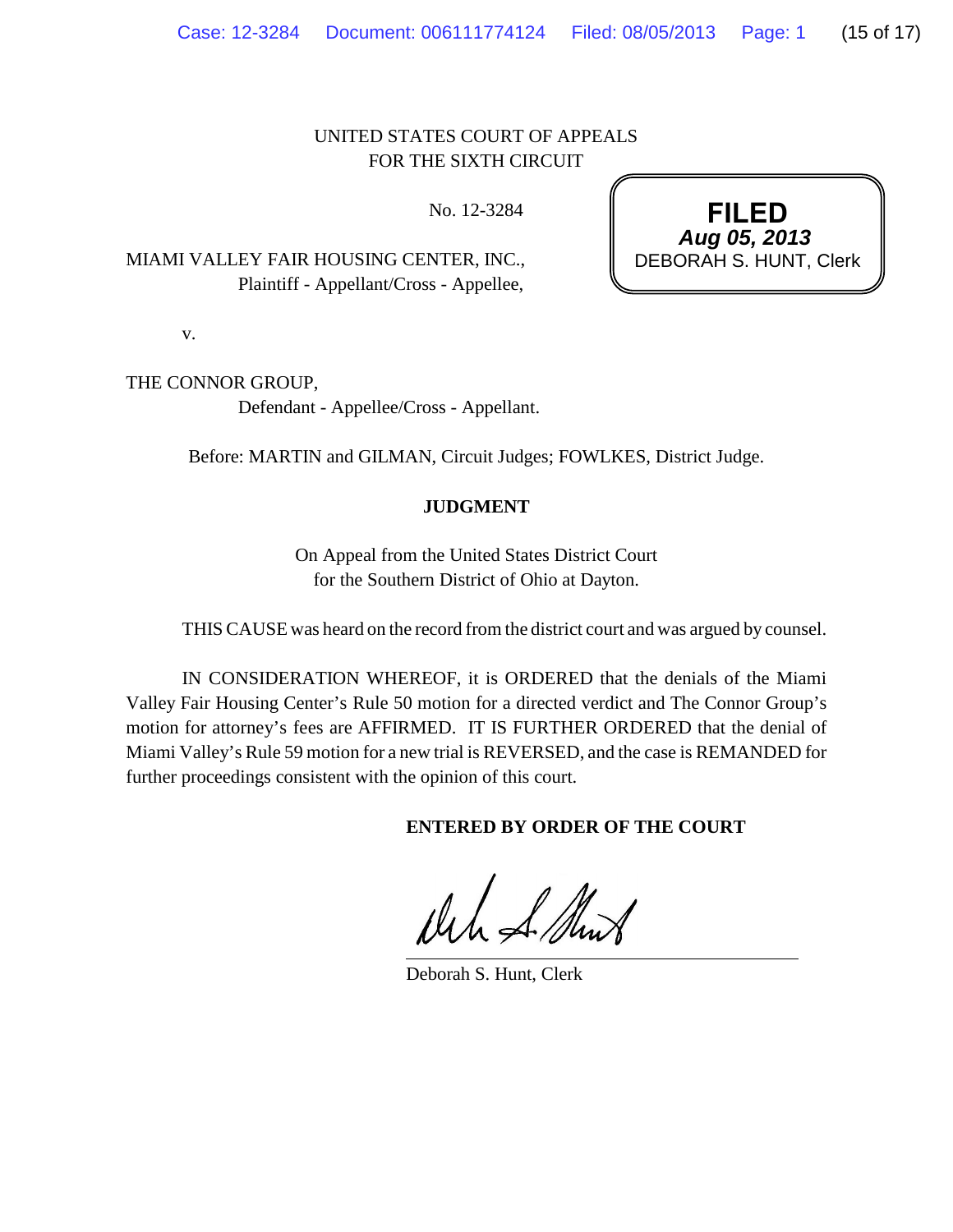UNITED STATES COURT OF APPEALS
FOR THE SIXTH CIRCUIT

No. 12-3284

**FILED**
***Aug 05, 2013***
DEBORAH S. HUNT, Clerk

MIAMI VALLEY FAIR HOUSING CENTER, INC.,
Plaintiff - Appellant/Cross - Appellee,

v.

THE CONNOR GROUP,
Defendant - Appellee/Cross - Appellant.

Before: MARTIN and GILMAN, Circuit Judges; FOWLKES, District Judge.

**JUDGMENT**

On Appeal from the United States District Court
for the Southern District of Ohio at Dayton.

THIS CAUSE was heard on the record from the district court and was argued by counsel.

IN CONSIDERATION WHEREOF, it is ORDERED that the denials of the Miami Valley Fair Housing Center's Rule 50 motion for a directed verdict and The Connor Group's motion for attorney's fees are AFFIRMED. IT IS FURTHER ORDERED that the denial of Miami Valley's Rule 59 motion for a new trial is REVERSED, and the case is REMANDED for further proceedings consistent with the opinion of this court.

**ENTERED BY ORDER OF THE COURT**

Deborah S. Hunt, Clerk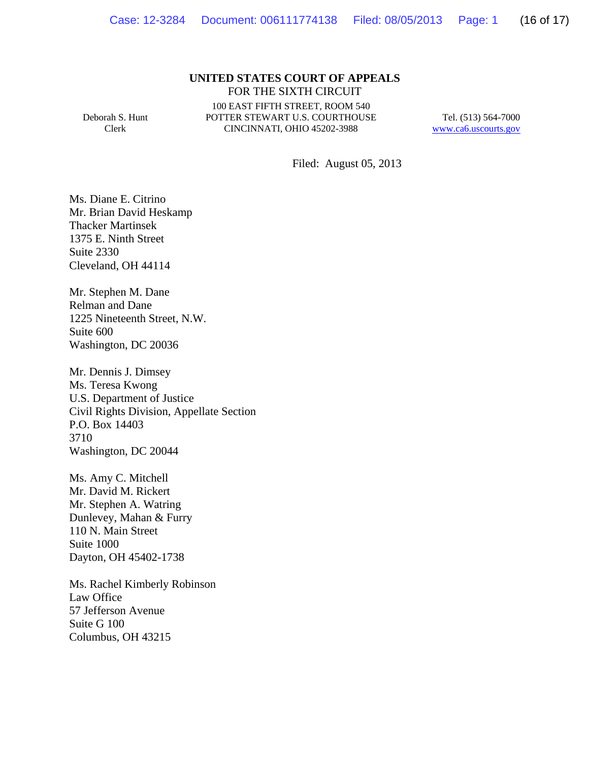**UNITED STATES COURT OF APPEALS**
FOR THE SIXTH CIRCUIT

Deborah S. Hunt
Clerk

100 EAST FIFTH STREET, ROOM 540
POTTER STEWART U.S. COURTHOUSE
CINCINNATI, OHIO 45202-3988

Tel. (513) 564-7000
www.ca6.uscourts.gov

Filed: August 05, 2013

Ms. Diane E. Citrino
Mr. Brian David Heskamp
Thacker Martinsek
1375 E. Ninth Street
Suite 2330
Cleveland, OH 44114

Mr. Stephen M. Dane
Relman and Dane
1225 Nineteenth Street, N.W.
Suite 600
Washington, DC 20036

Mr. Dennis J. Dimsey
Ms. Teresa Kwong
U.S. Department of Justice
Civil Rights Division, Appellate Section
P.O. Box 14403
3710
Washington, DC 20044

Ms. Amy C. Mitchell
Mr. David M. Rickert
Mr. Stephen A. Watring
Dunlevey, Mahan & Furry
110 N. Main Street
Suite 1000
Dayton, OH 45402-1738

Ms. Rachel Kimberly Robinson
Law Office
57 Jefferson Avenue
Suite G 100
Columbus, OH 43215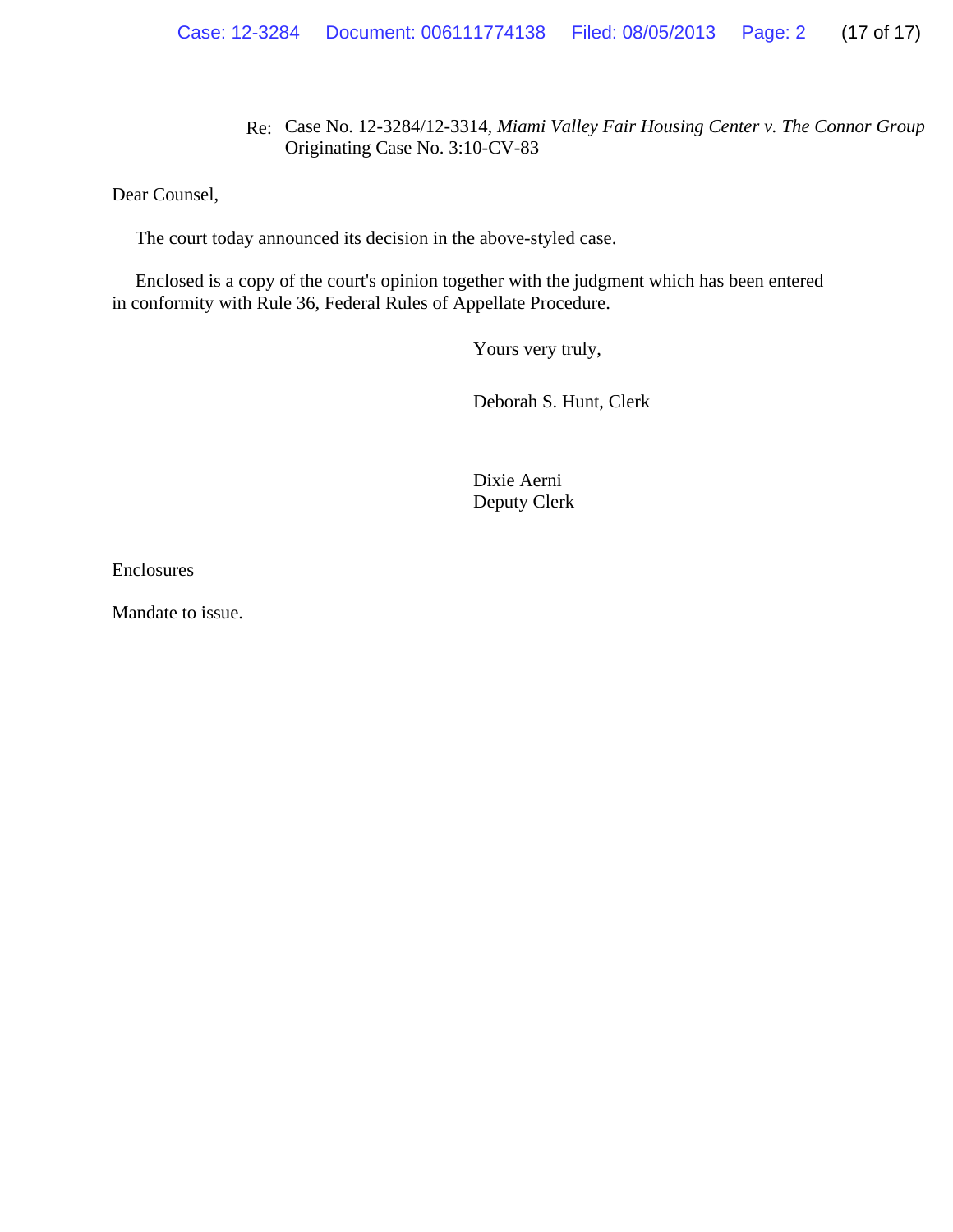Re: Case No. 12-3284/12-3314, *Miami Valley Fair Housing Center v. The Connor Group*
Originating Case No. 3:10-CV-83

Dear Counsel,

The court today announced its decision in the above-styled case.

Enclosed is a copy of the court's opinion together with the judgment which has been entered in conformity with Rule 36, Federal Rules of Appellate Procedure.

Yours very truly,

Deborah S. Hunt, Clerk

Dixie Aerni
Deputy Clerk

Enclosures

Mandate to issue.